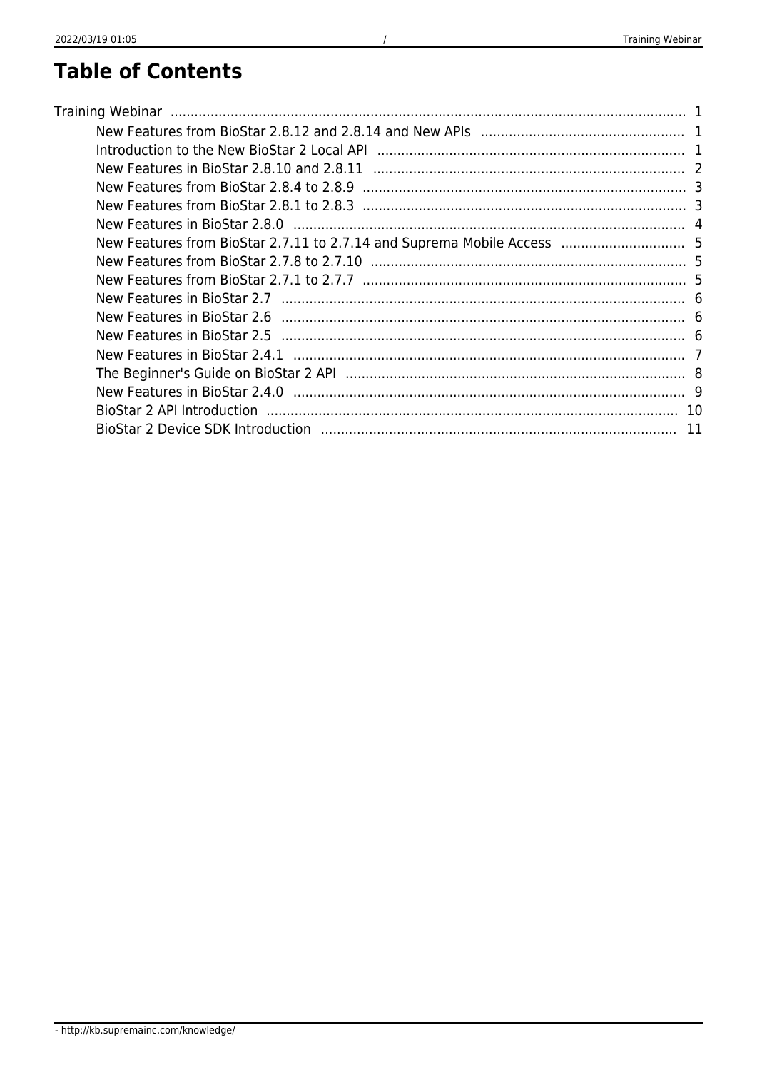# Table of Contents

- Training Webinar ... 1
  - New Features from BioStar 2.8.12 and 2.8.14 and New APIs ... 1
  - Introduction to the New BioStar 2 Local API ... 1
  - New Features in BioStar 2.8.10 and 2.8.11 ... 2
  - New Features from BioStar 2.8.4 to 2.8.9 ... 3
  - New Features from BioStar 2.8.1 to 2.8.3 ... 3
  - New Features in BioStar 2.8.0 ... 4
  - New Features from BioStar 2.7.11 to 2.7.14 and Suprema Mobile Access ... 5
  - New Features from BioStar 2.7.8 to 2.7.10 ... 5
  - New Features from BioStar 2.7.1 to 2.7.7 ... 5
  - New Features in BioStar 2.7 ... 6
  - New Features in BioStar 2.6 ... 6
  - New Features in BioStar 2.5 ... 6
  - New Features in BioStar 2.4.1 ... 7
  - The Beginner's Guide on BioStar 2 API ... 8
  - New Features in BioStar 2.4.0 ... 9
  - BioStar 2 API Introduction ... 10
  - BioStar 2 Device SDK Introduction ... 11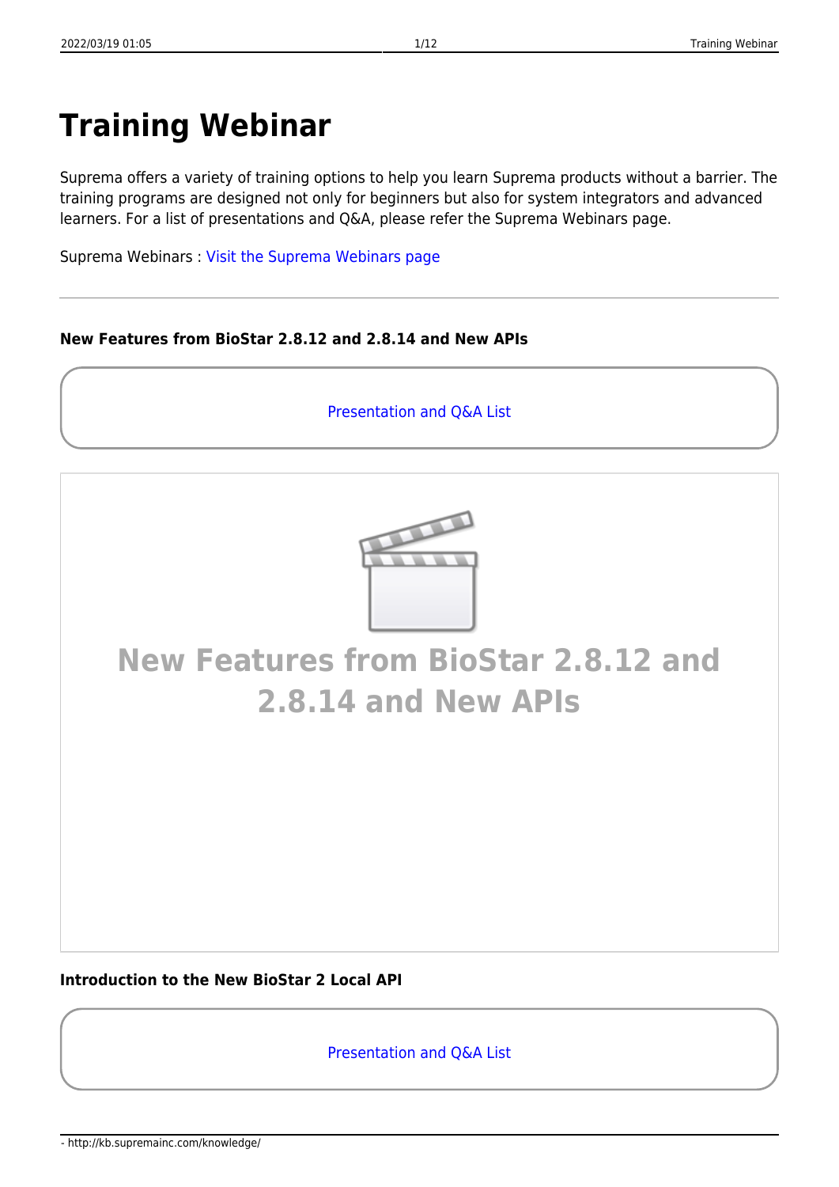# Training Webinar

Suprema offers a variety of training options to help you learn Suprema products without a barrier. The training programs are designed not only for beginners but also for system integrators and advanced learners. For a list of presentations and Q&A, please refer the Suprema Webinars page.

Suprema Webinars : Visit the Suprema Webinars page

---

**New Features from BioStar 2.8.12 and 2.8.14 and New APIs**

Presentation and Q&A List

New Features from BioStar 2.8.12 and 2.8.14 and New APIs

**Introduction to the New BioStar 2 Local API**

Presentation and Q&A List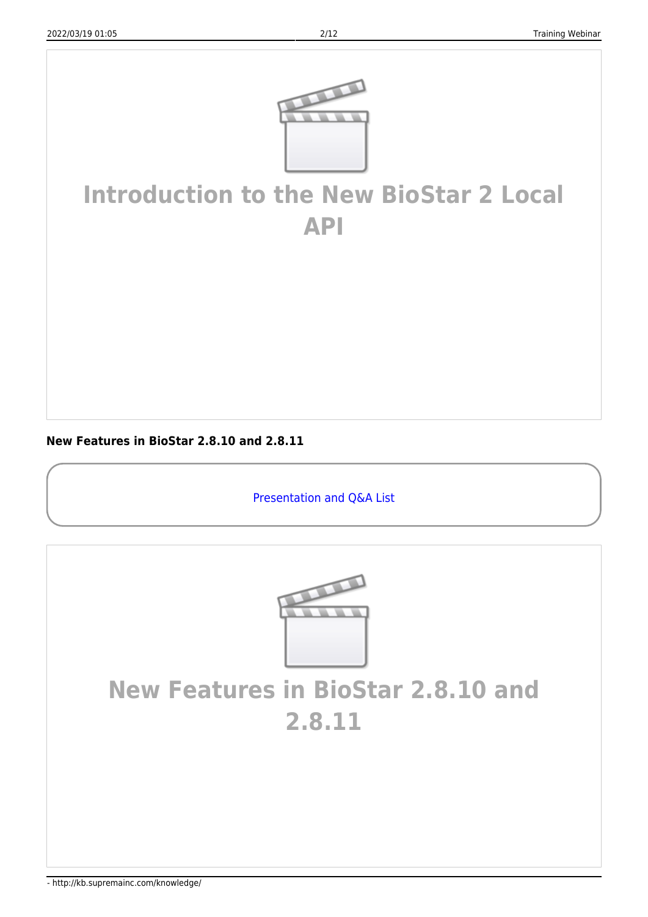Introduction to the New BioStar 2 Local API

**New Features in BioStar 2.8.10 and 2.8.11**

Presentation and Q&A List

New Features in BioStar 2.8.10 and 2.8.11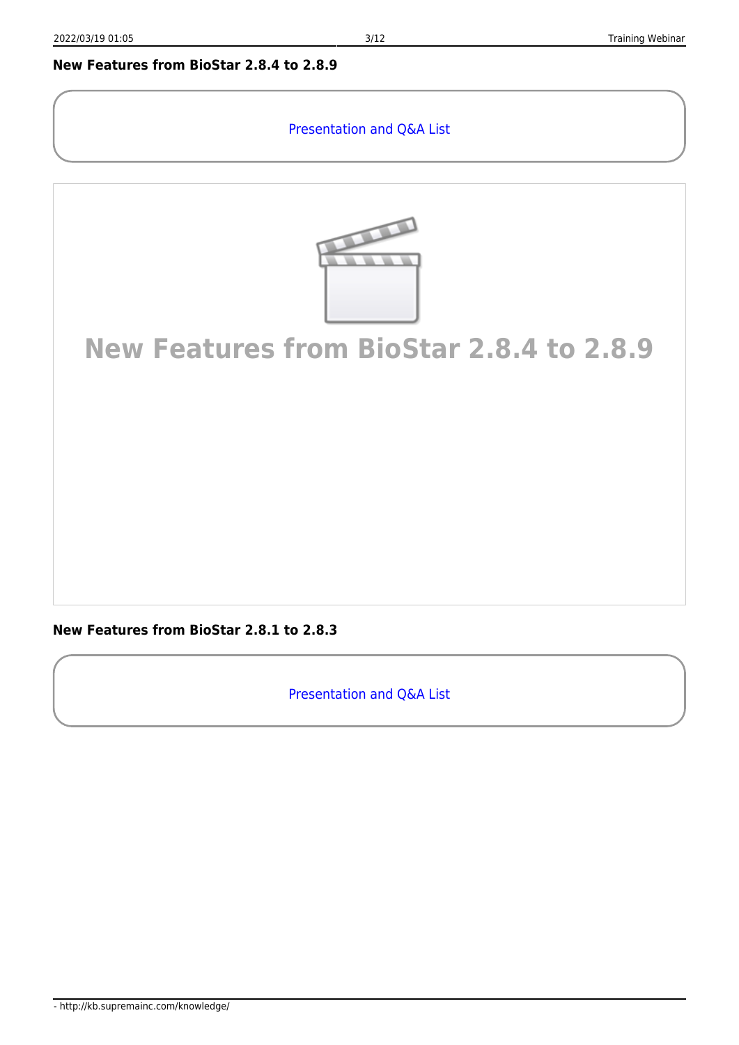### New Features from BioStar 2.8.4 to 2.8.9

Presentation and Q&A List

New Features from BioStar 2.8.4 to 2.8.9

### New Features from BioStar 2.8.1 to 2.8.3

Presentation and Q&A List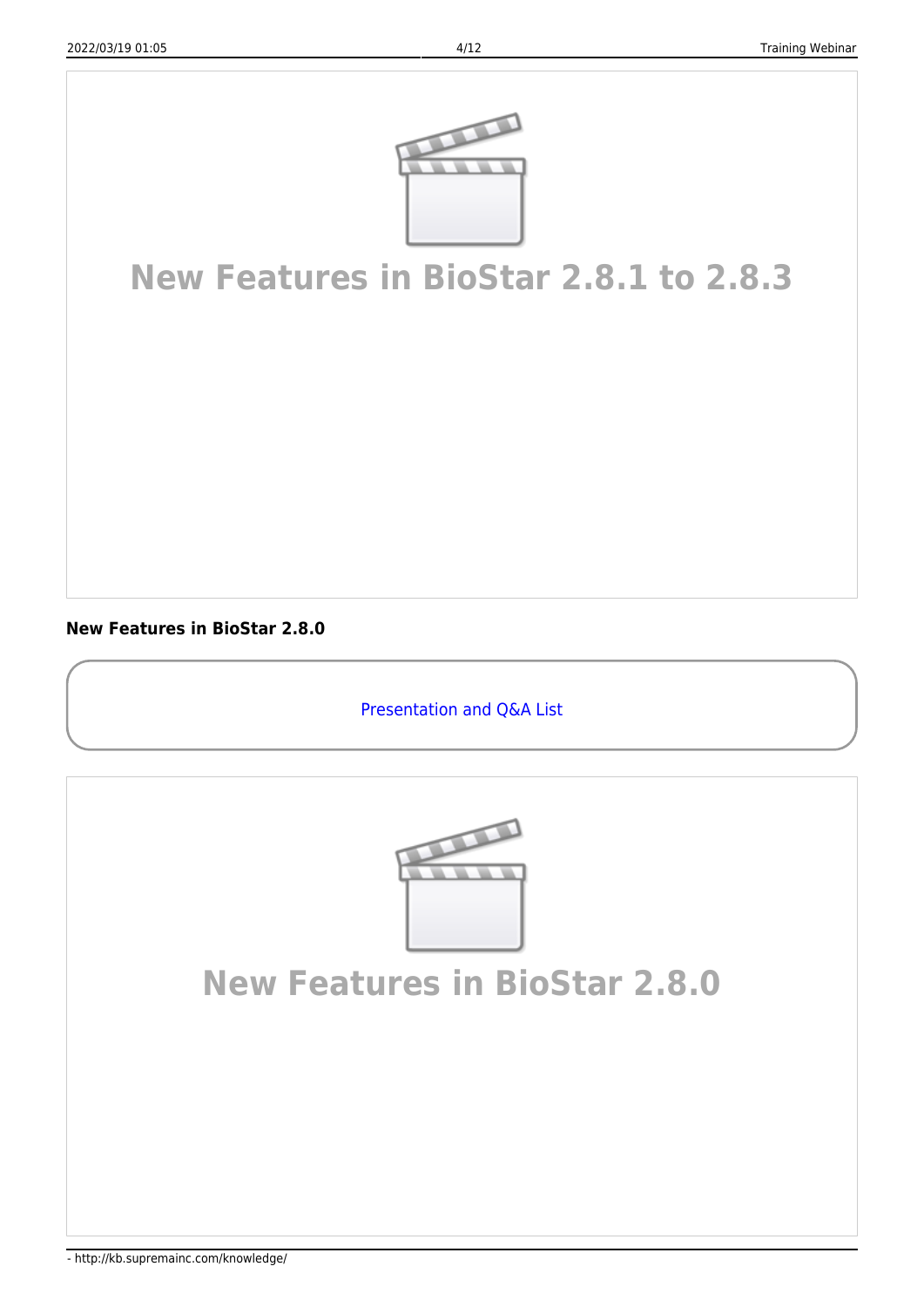New Features in BioStar 2.8.1 to 2.8.3

**New Features in BioStar 2.8.0**

Presentation and Q&A List

New Features in BioStar 2.8.0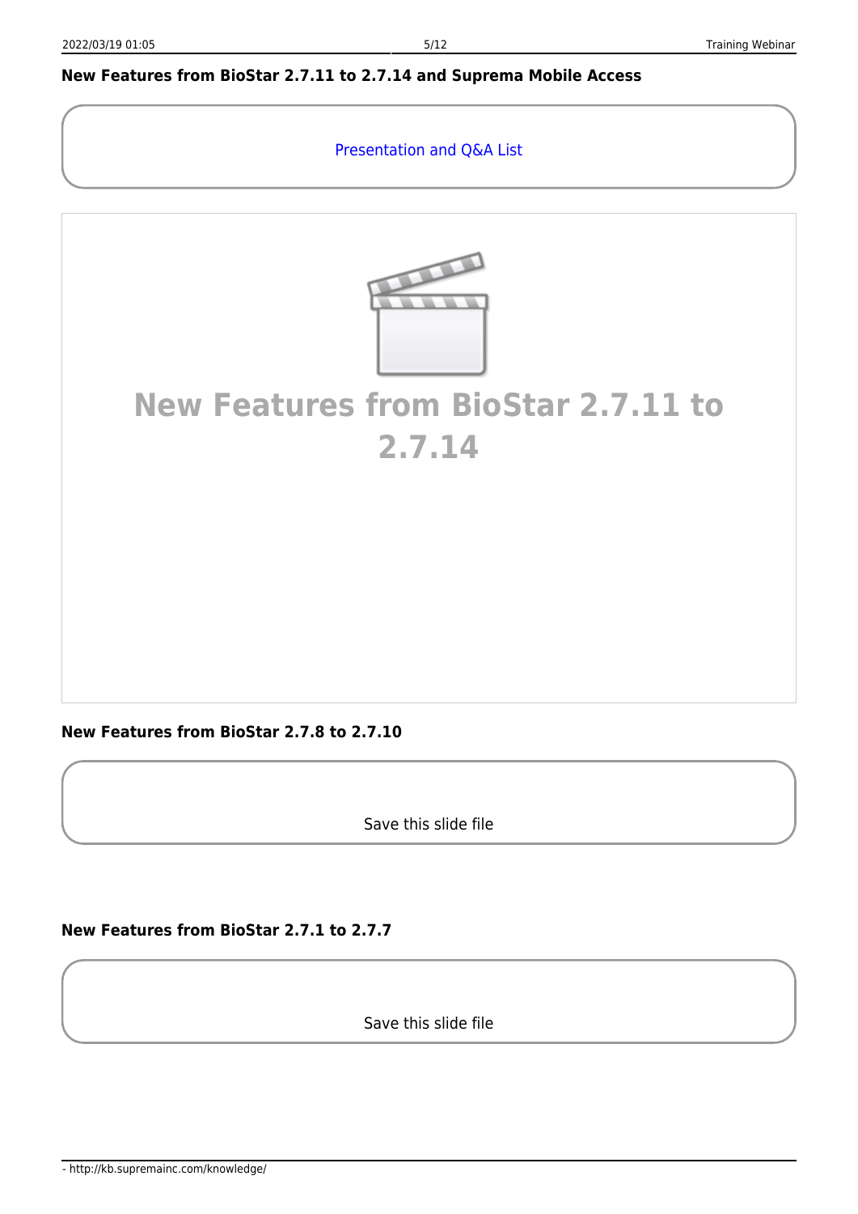### New Features from BioStar 2.7.11 to 2.7.14 and Suprema Mobile Access

Presentation and Q&A List

New Features from BioStar 2.7.11 to 2.7.14

### New Features from BioStar 2.7.8 to 2.7.10

Save this slide file

### New Features from BioStar 2.7.1 to 2.7.7

Save this slide file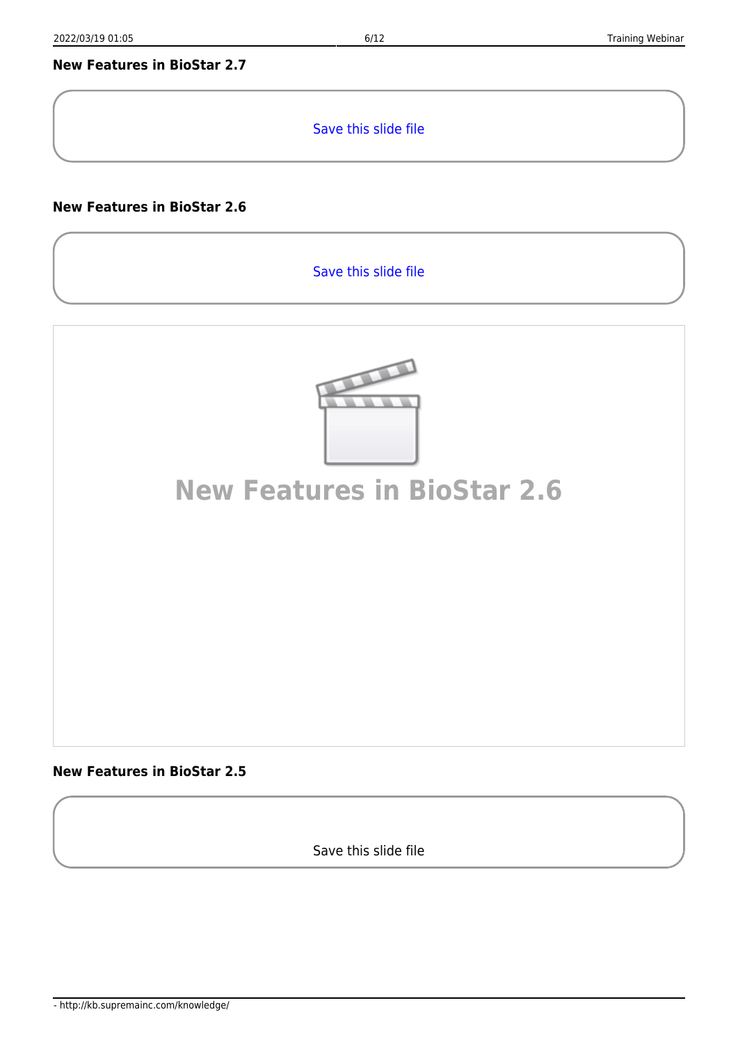#### New Features in BioStar 2.7

Save this slide file

#### New Features in BioStar 2.6

Save this slide file

New Features in BioStar 2.6

#### New Features in BioStar 2.5

Save this slide file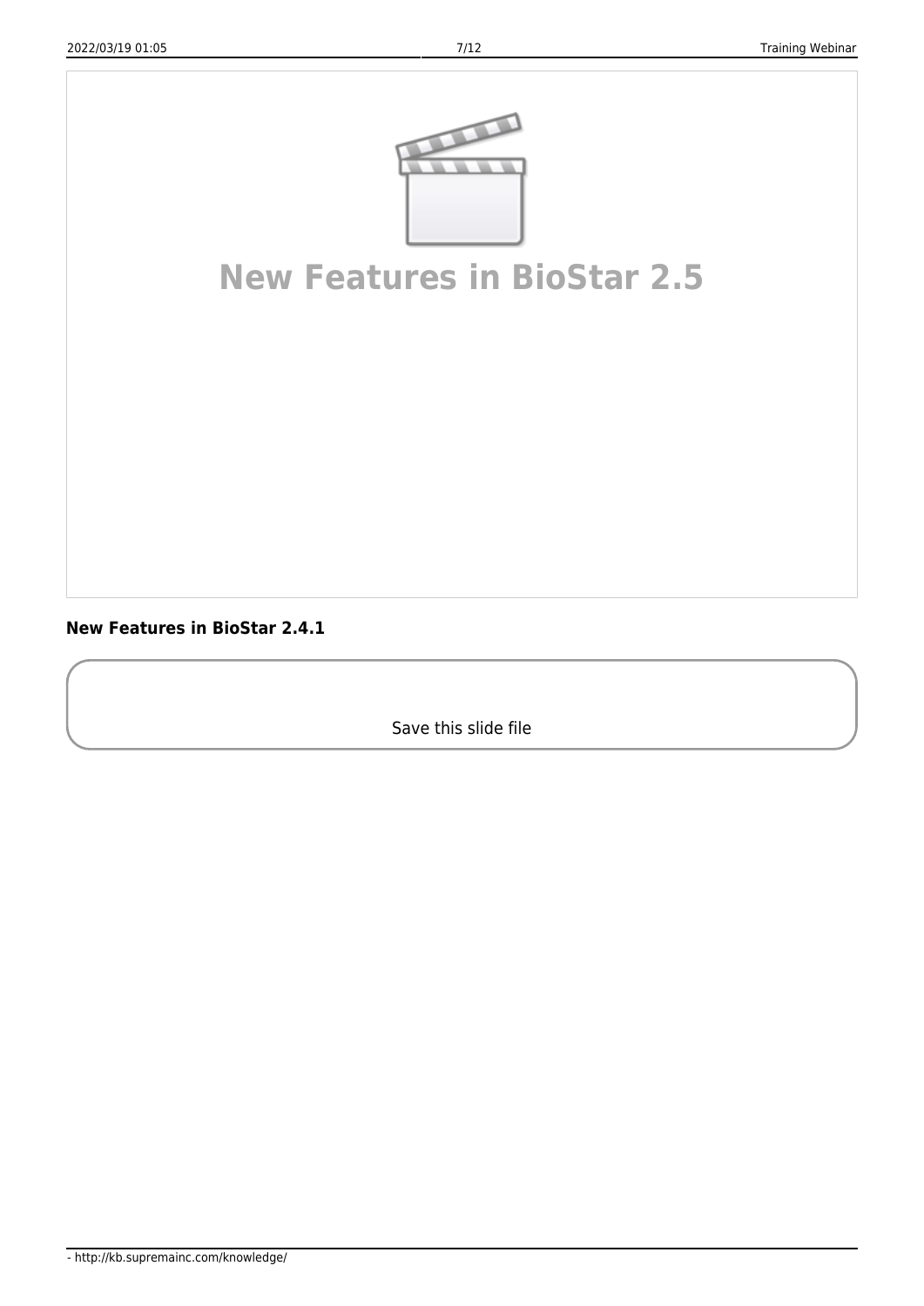**New Features in BioStar 2.5**

**New Features in BioStar 2.4.1**

Save this slide file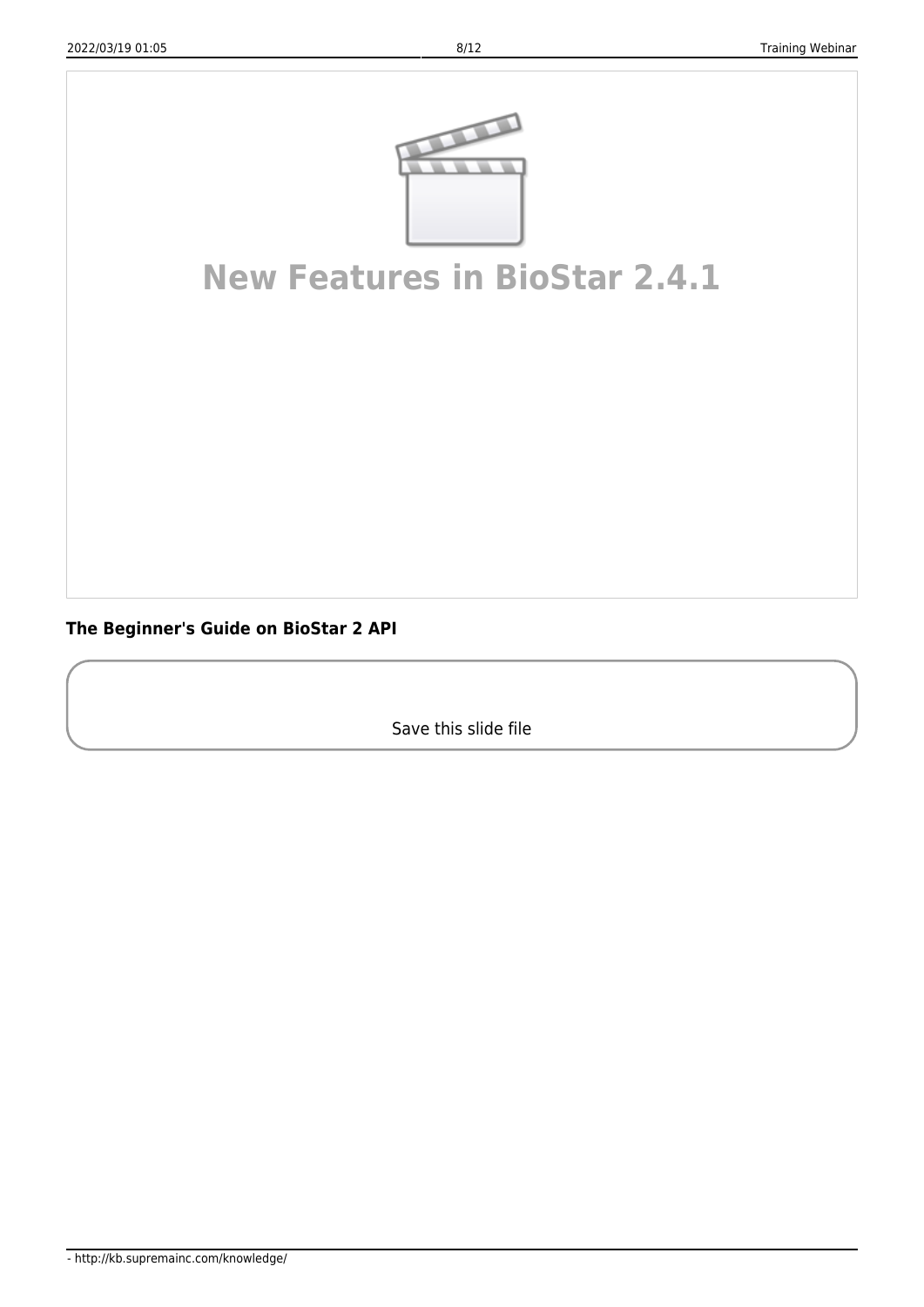New Features in BioStar 2.4.1

**The Beginner's Guide on BioStar 2 API**

Save this slide file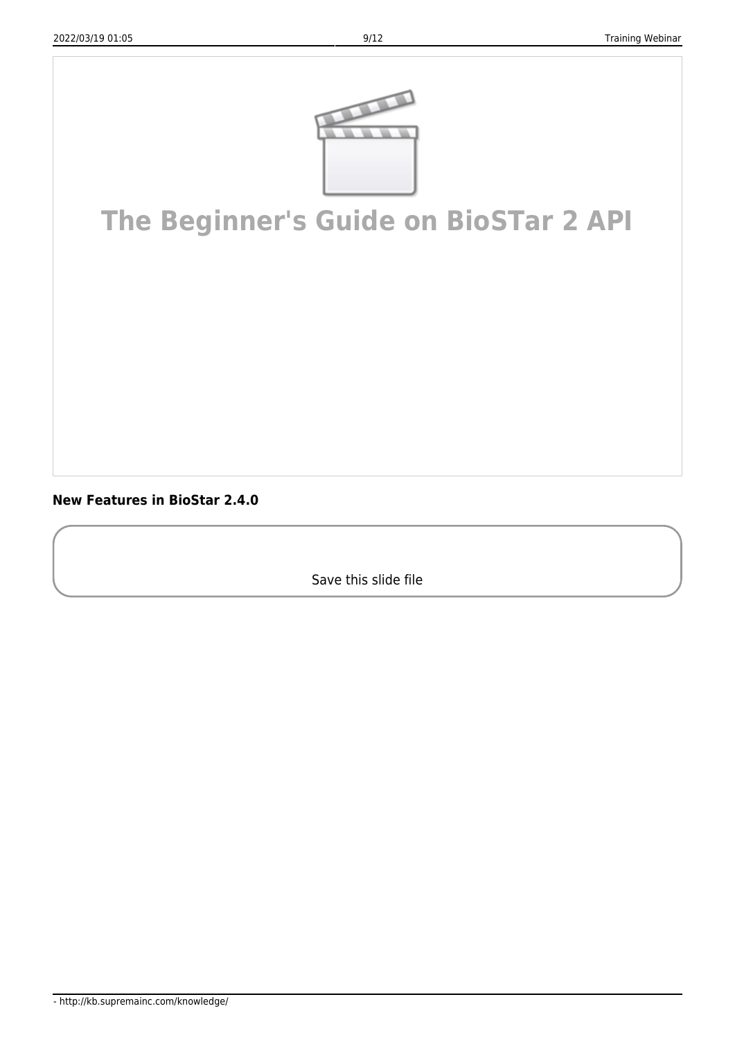**The Beginner's Guide on BioSTar 2 API**

**New Features in BioStar 2.4.0**

Save this slide file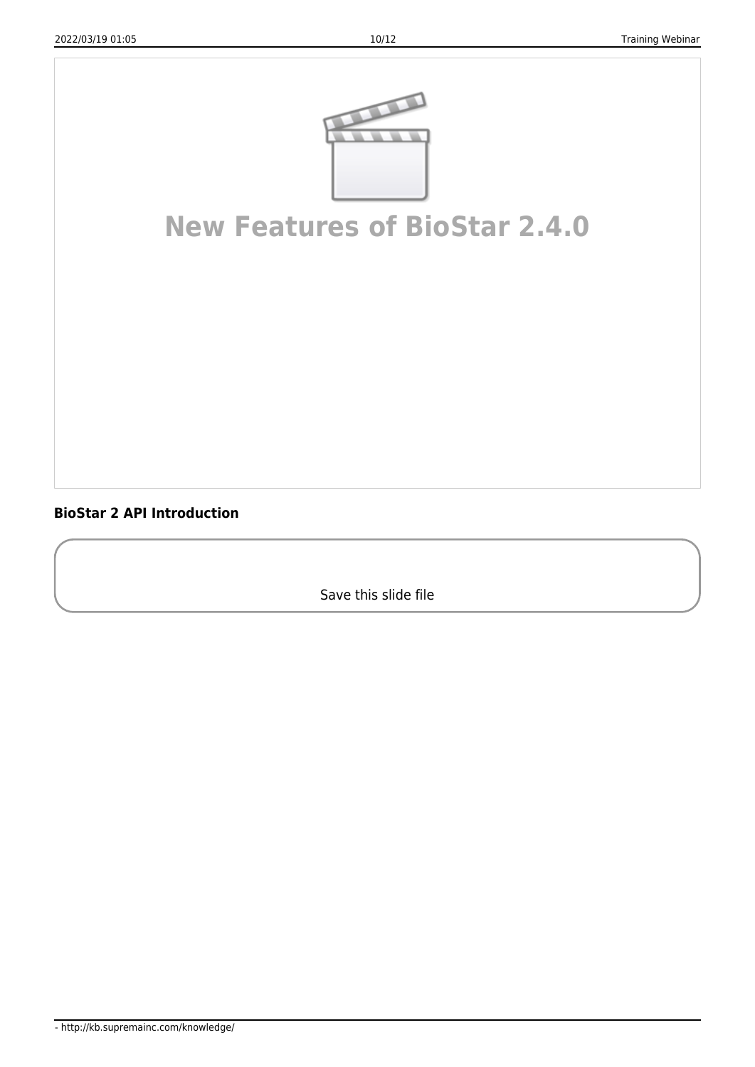**New Features of BioStar 2.4.0**

**BioStar 2 API Introduction**

Save this slide file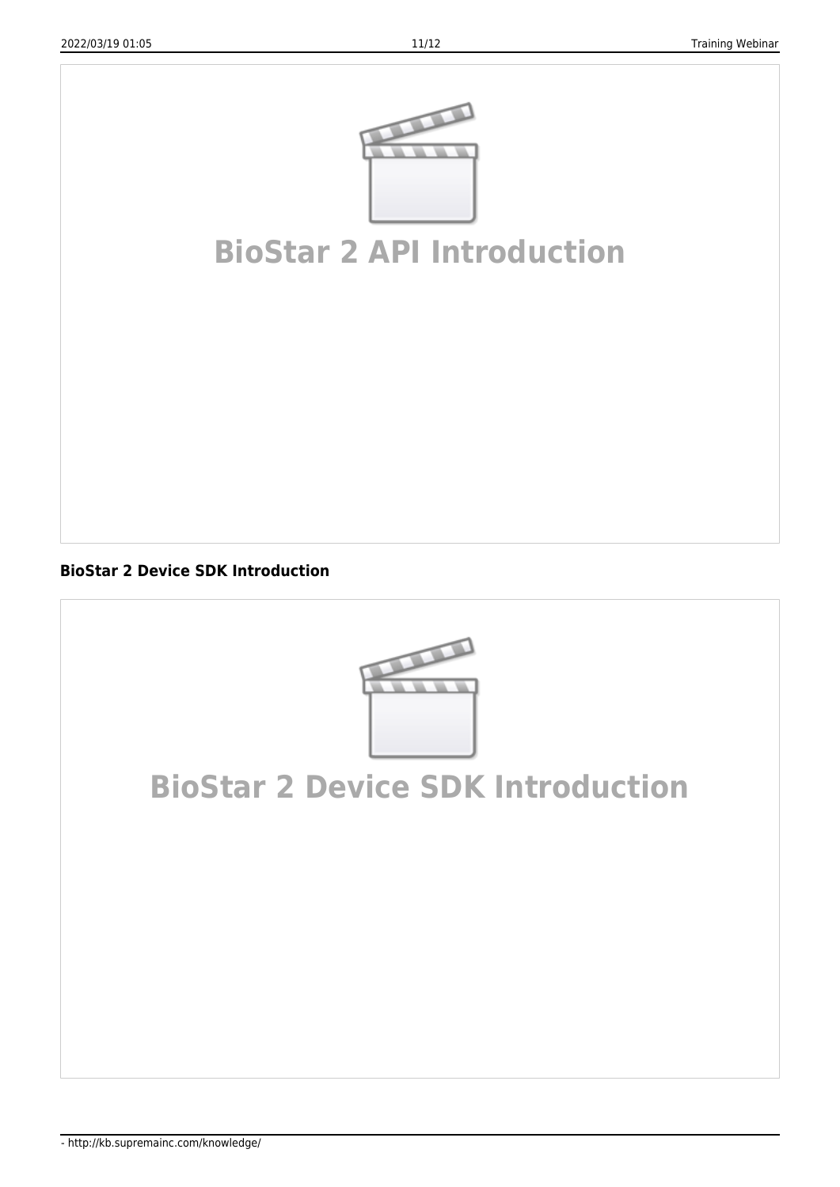BioStar 2 API Introduction

**BioStar 2 Device SDK Introduction**

BioStar 2 Device SDK Introduction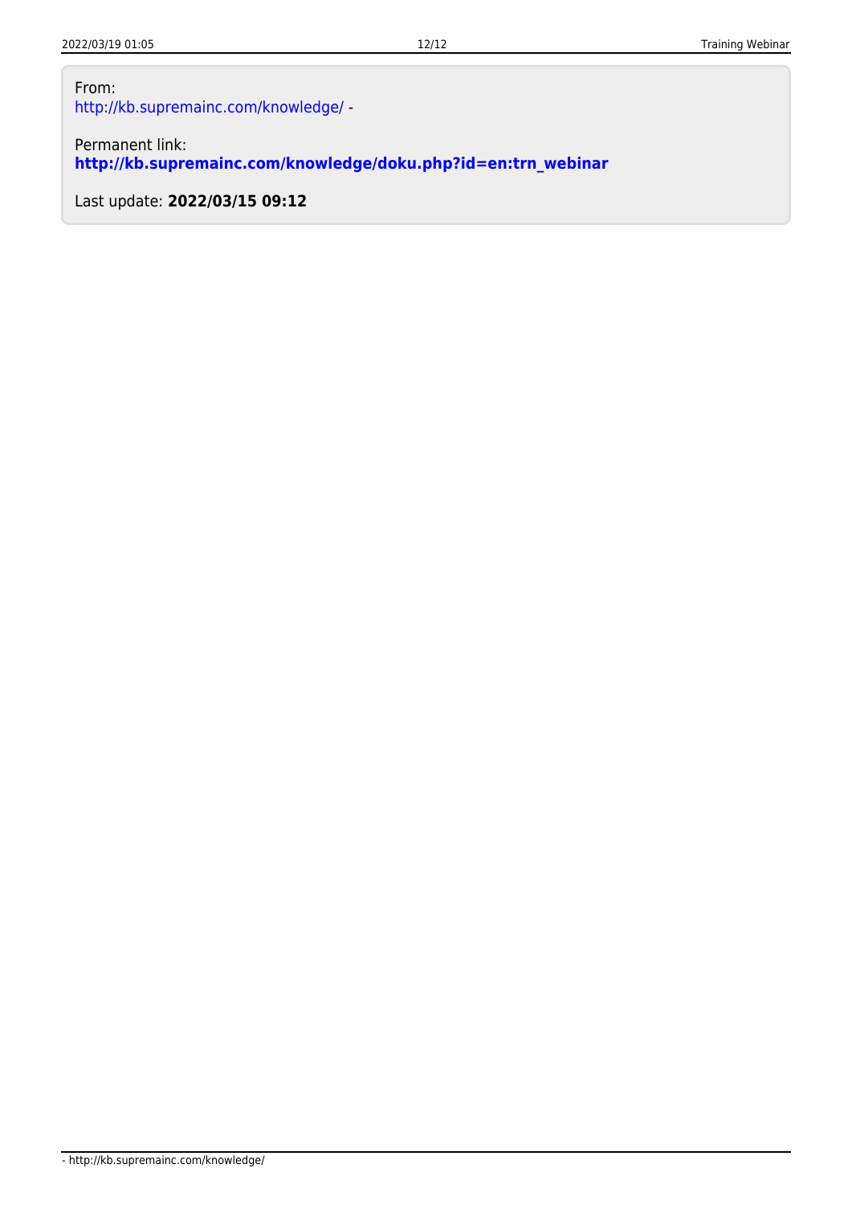From:
http://kb.supremainc.com/knowledge/ -

Permanent link:
**http://kb.supremainc.com/knowledge/doku.php?id=en:trn_webinar**

Last update: **2022/03/15 09:12**